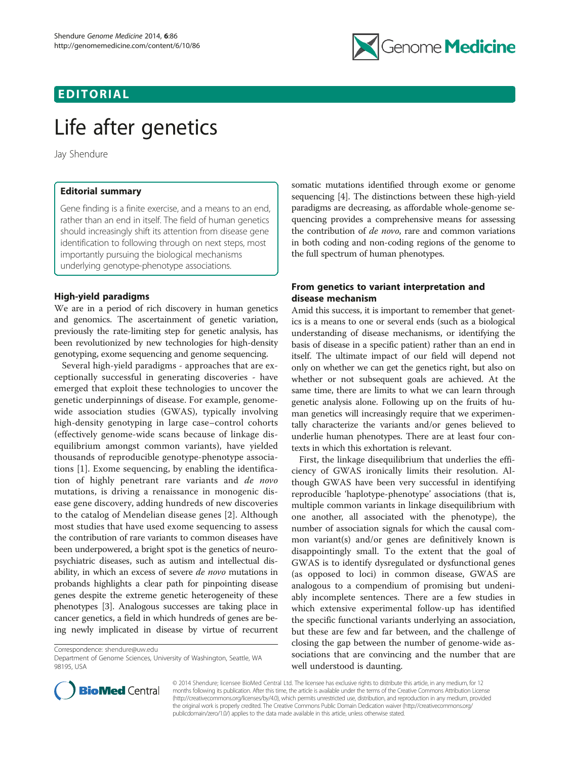EDITORIAL

# Life after genetics

Jay Shendure

### Editorial summary

Gene finding is a finite exercise, and a means to an end, rather than an end in itself. The field of human genetics should increasingly shift its attention from disease gene identification to following through on next steps, most importantly pursuing the biological mechanisms underlying genotype-phenotype associations.

## High-yield paradigms

We are in a period of rich discovery in human genetics and genomics. The ascertainment of genetic variation, previously the rate-limiting step for genetic analysis, has been revolutionized by new technologies for high-density genotyping, exome sequencing and genome sequencing.

Several high-yield paradigms - approaches that are exceptionally successful in generating discoveries - have emerged that exploit these technologies to uncover the genetic underpinnings of disease. For example, genome-wide association studies (GWAS), typically involving high-density genotyping in large case–control cohorts (effectively genome-wide scans because of linkage disequilibrium amongst common variants), have yielded thousands of reproducible genotype-phenotype associations [1]. Exome sequencing, by enabling the identification of highly penetrant rare variants and *de novo* mutations, is driving a renaissance in monogenic disease gene discovery, adding hundreds of new discoveries to the catalog of Mendelian disease genes [2]. Although most studies that have used exome sequencing to assess the contribution of rare variants to common diseases have been underpowered, a bright spot is the genetics of neuropsychiatric diseases, such as autism and intellectual disability, in which an excess of severe *de novo* mutations in probands highlights a clear path for pinpointing disease genes despite the extreme genetic heterogeneity of these phenotypes [3]. Analogous successes are taking place in cancer genetics, a field in which hundreds of genes are being newly implicated in disease by virtue of recurrent somatic mutations identified through exome or genome sequencing [4]. The distinctions between these high-yield paradigms are decreasing, as affordable whole-genome sequencing provides a comprehensive means for assessing the contribution of *de novo*, rare and common variations in both coding and non-coding regions of the genome to the full spectrum of human phenotypes.

Correspondence: shendure@uw.edu
Department of Genome Sciences, University of Washington, Seattle, WA 98195, USA

## From genetics to variant interpretation and disease mechanism

Amid this success, it is important to remember that genetics is a means to one or several ends (such as a biological understanding of disease mechanisms, or identifying the basis of disease in a specific patient) rather than an end in itself. The ultimate impact of our field will depend not only on whether we can get the genetics right, but also on whether or not subsequent goals are achieved. At the same time, there are limits to what we can learn through genetic analysis alone. Following up on the fruits of human genetics will increasingly require that we experimentally characterize the variants and/or genes believed to underlie human phenotypes. There are at least four contexts in which this exhortation is relevant.

First, the linkage disequilibrium that underlies the efficiency of GWAS ironically limits their resolution. Although GWAS have been very successful in identifying reproducible 'haplotype-phenotype' associations (that is, multiple common variants in linkage disequilibrium with one another, all associated with the phenotype), the number of association signals for which the causal common variant(s) and/or genes are definitively known is disappointingly small. To the extent that the goal of GWAS is to identify dysregulated or dysfunctional genes (as opposed to loci) in common disease, GWAS are analogous to a compendium of promising but undeniably incomplete sentences. There are a few studies in which extensive experimental follow-up has identified the specific functional variants underlying an association, but these are few and far between, and the challenge of closing the gap between the number of genome-wide associations that are convincing and the number that are well understood is daunting.

© 2014 Shendure; licensee BioMed Central Ltd. The licensee has exclusive rights to distribute this article, in any medium, for 12 months following its publication. After this time, the article is available under the terms of the Creative Commons Attribution License (http://creativecommons.org/licenses/by/4.0), which permits unrestricted use, distribution, and reproduction in any medium, provided the original work is properly credited. The Creative Commons Public Domain Dedication waiver (http://creativecommons.org/publicdomain/zero/1.0/) applies to the data made available in this article, unless otherwise stated.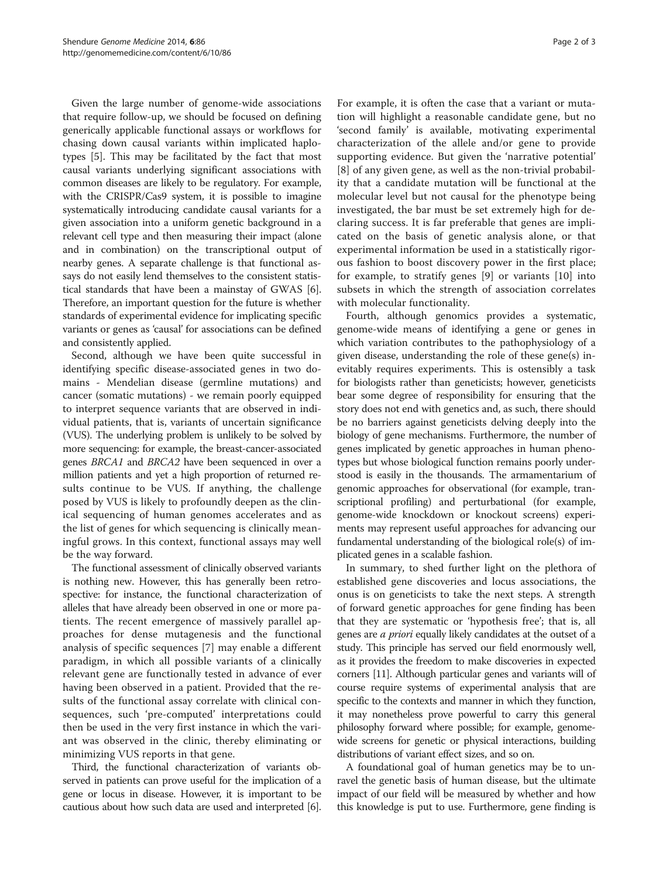Given the large number of genome-wide associations that require follow-up, we should be focused on defining generically applicable functional assays or workflows for chasing down causal variants within implicated haplotypes [5]. This may be facilitated by the fact that most causal variants underlying significant associations with common diseases are likely to be regulatory. For example, with the CRISPR/Cas9 system, it is possible to imagine systematically introducing candidate causal variants for a given association into a uniform genetic background in a relevant cell type and then measuring their impact (alone and in combination) on the transcriptional output of nearby genes. A separate challenge is that functional assays do not easily lend themselves to the consistent statistical standards that have been a mainstay of GWAS [6]. Therefore, an important question for the future is whether standards of experimental evidence for implicating specific variants or genes as 'causal' for associations can be defined and consistently applied.

Second, although we have been quite successful in identifying specific disease-associated genes in two domains - Mendelian disease (germline mutations) and cancer (somatic mutations) - we remain poorly equipped to interpret sequence variants that are observed in individual patients, that is, variants of uncertain significance (VUS). The underlying problem is unlikely to be solved by more sequencing: for example, the breast-cancer-associated genes *BRCA1* and *BRCA2* have been sequenced in over a million patients and yet a high proportion of returned results continue to be VUS. If anything, the challenge posed by VUS is likely to profoundly deepen as the clinical sequencing of human genomes accelerates and as the list of genes for which sequencing is clinically meaningful grows. In this context, functional assays may well be the way forward.

The functional assessment of clinically observed variants is nothing new. However, this has generally been retrospective: for instance, the functional characterization of alleles that have already been observed in one or more patients. The recent emergence of massively parallel approaches for dense mutagenesis and the functional analysis of specific sequences [7] may enable a different paradigm, in which all possible variants of a clinically relevant gene are functionally tested in advance of ever having been observed in a patient. Provided that the results of the functional assay correlate with clinical consequences, such 'pre-computed' interpretations could then be used in the very first instance in which the variant was observed in the clinic, thereby eliminating or minimizing VUS reports in that gene.

Third, the functional characterization of variants observed in patients can prove useful for the implication of a gene or locus in disease. However, it is important to be cautious about how such data are used and interpreted [6]. For example, it is often the case that a variant or mutation will highlight a reasonable candidate gene, but no 'second family' is available, motivating experimental characterization of the allele and/or gene to provide supporting evidence. But given the 'narrative potential' [8] of any given gene, as well as the non-trivial probability that a candidate mutation will be functional at the molecular level but not causal for the phenotype being investigated, the bar must be set extremely high for declaring success. It is far preferable that genes are implicated on the basis of genetic analysis alone, or that experimental information be used in a statistically rigorous fashion to boost discovery power in the first place; for example, to stratify genes [9] or variants [10] into subsets in which the strength of association correlates with molecular functionality.

Fourth, although genomics provides a systematic, genome-wide means of identifying a gene or genes in which variation contributes to the pathophysiology of a given disease, understanding the role of these gene(s) inevitably requires experiments. This is ostensibly a task for biologists rather than geneticists; however, geneticists bear some degree of responsibility for ensuring that the story does not end with genetics and, as such, there should be no barriers against geneticists delving deeply into the biology of gene mechanisms. Furthermore, the number of genes implicated by genetic approaches in human phenotypes but whose biological function remains poorly understood is easily in the thousands. The armamentarium of genomic approaches for observational (for example, transcriptional profiling) and perturbational (for example, genome-wide knockdown or knockout screens) experiments may represent useful approaches for advancing our fundamental understanding of the biological role(s) of implicated genes in a scalable fashion.

In summary, to shed further light on the plethora of established gene discoveries and locus associations, the onus is on geneticists to take the next steps. A strength of forward genetic approaches for gene finding has been that they are systematic or 'hypothesis free'; that is, all genes are *a priori* equally likely candidates at the outset of a study. This principle has served our field enormously well, as it provides the freedom to make discoveries in expected corners [11]. Although particular genes and variants will of course require systems of experimental analysis that are specific to the contexts and manner in which they function, it may nonetheless prove powerful to carry this general philosophy forward where possible; for example, genome-wide screens for genetic or physical interactions, building distributions of variant effect sizes, and so on.

A foundational goal of human genetics may be to unravel the genetic basis of human disease, but the ultimate impact of our field will be measured by whether and how this knowledge is put to use. Furthermore, gene finding is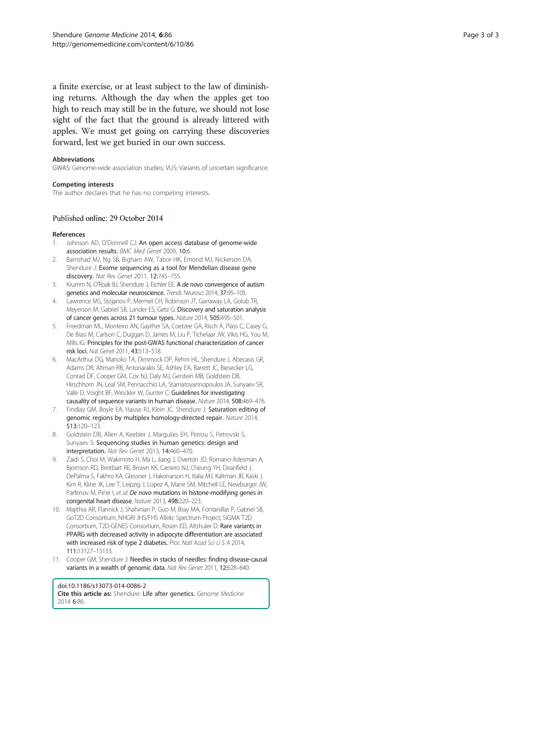a finite exercise, or at least subject to the law of diminishing returns. Although the day when the apples get too high to reach may still be in the future, we should not lose sight of the fact that the ground is already littered with apples. We must get going on carrying these discoveries forward, lest we get buried in our own success.

#### Abbreviations

GWAS: Genome-wide association studies; VUS: Variants of uncertain significance.

#### Competing interests

The author declares that he has no competing interests.

Published online: 29 October 2014

#### References

1. Johnson AD, O'Donnell CJ: **An open access database of genome-wide association results.** *BMC Med Genet* 2009, **10:**6.
2. Bamshad MJ, Ng SB, Bigham AW, Tabor HK, Emond MJ, Nickerson DA, Shendure J: **Exome sequencing as a tool for Mendelian disease gene discovery.** *Nat Rev Genet* 2011, **12:**745–755.
3. Krumm N, O'Roak BJ, Shendure J, Eichler EE: **A *de novo* convergence of autism genetics and molecular neuroscience.** *Trends Neurosci* 2014, **37:**95–105.
4. Lawrence MS, Stojanov P, Mermel CH, Robinson JT, Garraway LA, Golub TR, Meyerson M, Gabriel SB, Lander ES, Getz G: **Discovery and saturation analysis of cancer genes across 21 tumour types.** *Nature* 2014, **505:**495–501.
5. Freedman ML, Monteiro AN, Gayther SA, Coetzee GA, Risch A, Plass C, Casey G, De Biasi M, Carlson C, Duggan D, James M, Liu P, Tichelaar JW, Vikis HG, You M, Mills IG: **Principles for the post-GWAS functional characterization of cancer risk loci.** *Nat Genet* 2011, **43:**513–518.
6. MacArthur DG, Manolio TA, Dimmock DP, Rehm HL, Shendure J, Abecasis GR, Adams DR, Altman RB, Antonarakis SE, Ashley EA, Barrett JC, Biesecker LG, Conrad DF, Cooper GM, Cox NJ, Daly MJ, Gerstein MB, Goldstein DB, Hirschhorn JN, Leal SM, Pennacchio LA, Stamatoyannopoulos JA, Sunyaev SR, Valle D, Voight BF, Winckler W, Gunter C: **Guidelines for investigating causality of sequence variants in human disease.** *Nature* 2014, **508:**469–476.
7. Findlay GM, Boyle EA, Hause RJ, Klein JC, Shendure J: **Saturation editing of genomic regions by multiplex homology-directed repair.** *Nature* 2014, **513:**120–123.
8. Goldstein DB, Allen A, Keebler J, Margulies EH, Petrou S, Petrovski S, Sunyaev S: **Sequencing studies in human genetics: design and interpretation.** *Nat Rev Genet* 2013, **14:**460–470.
9. Zaidi S, Choi M, Wakimoto H, Ma L, Jiang J, Overton JD, Romano-Adesman A, Bjornson RD, Breitbart RE, Brown KK, Carriero NJ, Cheung YH, Deanfield J, DePalma S, Fakhro KA, Glessner J, Hakonarson H, Italia MJ, Kaltman JR, Kaski J, Kim R, Kline JK, Lee T, Leipzig J, Lopez A, Mane SM, Mitchell LE, Newburger JW, Parfenov M, Pe'er I, *et al*: ***De novo* mutations in histone-modifying genes in congenital heart disease.** *Nature* 2013, **498:**220–223.
10. Majithia AR, Flannick J, Shahinian P, Guo M, Bray MA, Fontanillas P, Gabriel SB, GoT2D Consortium, NHGRI JHS/FHS Allelic Spectrum Project, SIGMA T2D Consortium, T2D-GENES Consortium, Rosen ED, Altshuler D: **Rare variants in PPARG with decreased activity in adipocyte differentiation are associated with increased risk of type 2 diabetes.** *Proc Natl Acad Sci U S A* 2014, **111:**13127–13133.
11. Cooper GM, Shendure J: **Needles in stacks of needles: finding disease-causal variants in a wealth of genomic data.** *Nat Rev Genet* 2011, **12:**628–640.

doi:10.1186/s13073-014-0086-2
**Cite this article as:** Shendure: **Life after genetics.** *Genome Medicine* 2014 **6**:86.